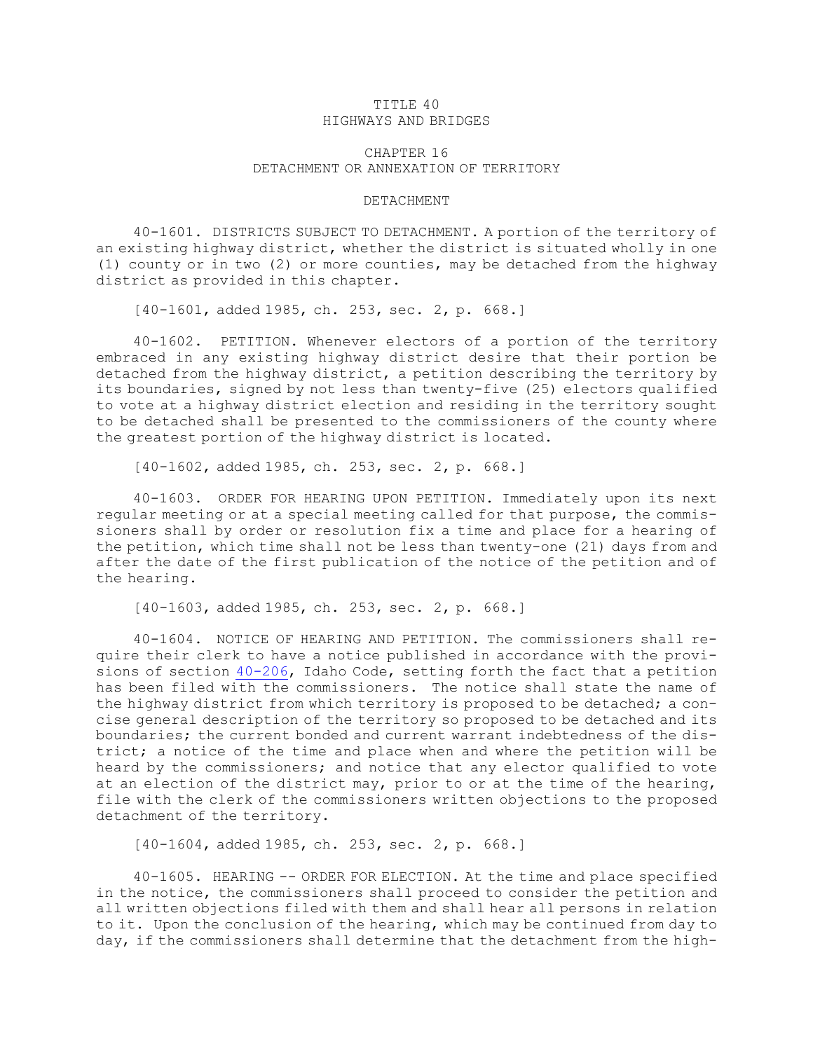# TITLE 40
# HIGHWAYS AND BRIDGES

## CHAPTER 16
## DETACHMENT OR ANNEXATION OF TERRITORY

### DETACHMENT

40-1601. DISTRICTS SUBJECT TO DETACHMENT. A portion of the territory of an existing highway district, whether the district is situated wholly in one (1) county or in two (2) or more counties, may be detached from the highway district as provided in this chapter.

[40-1601, added 1985, ch. 253, sec. 2, p. 668.]

40-1602. PETITION. Whenever electors of a portion of the territory embraced in any existing highway district desire that their portion be detached from the highway district, a petition describing the territory by its boundaries, signed by not less than twenty-five (25) electors qualified to vote at a highway district election and residing in the territory sought to be detached shall be presented to the commissioners of the county where the greatest portion of the highway district is located.

[40-1602, added 1985, ch. 253, sec. 2, p. 668.]

40-1603. ORDER FOR HEARING UPON PETITION. Immediately upon its next regular meeting or at a special meeting called for that purpose, the commissioners shall by order or resolution fix a time and place for a hearing of the petition, which time shall not be less than twenty-one (21) days from and after the date of the first publication of the notice of the petition and of the hearing.

[40-1603, added 1985, ch. 253, sec. 2, p. 668.]

40-1604. NOTICE OF HEARING AND PETITION. The commissioners shall require their clerk to have a notice published in accordance with the provisions of section 40-206, Idaho Code, setting forth the fact that a petition has been filed with the commissioners. The notice shall state the name of the highway district from which territory is proposed to be detached; a concise general description of the territory so proposed to be detached and its boundaries; the current bonded and current warrant indebtedness of the district; a notice of the time and place when and where the petition will be heard by the commissioners; and notice that any elector qualified to vote at an election of the district may, prior to or at the time of the hearing, file with the clerk of the commissioners written objections to the proposed detachment of the territory.

[40-1604, added 1985, ch. 253, sec. 2, p. 668.]

40-1605. HEARING -- ORDER FOR ELECTION. At the time and place specified in the notice, the commissioners shall proceed to consider the petition and all written objections filed with them and shall hear all persons in relation to it. Upon the conclusion of the hearing, which may be continued from day to day, if the commissioners shall determine that the detachment from the high-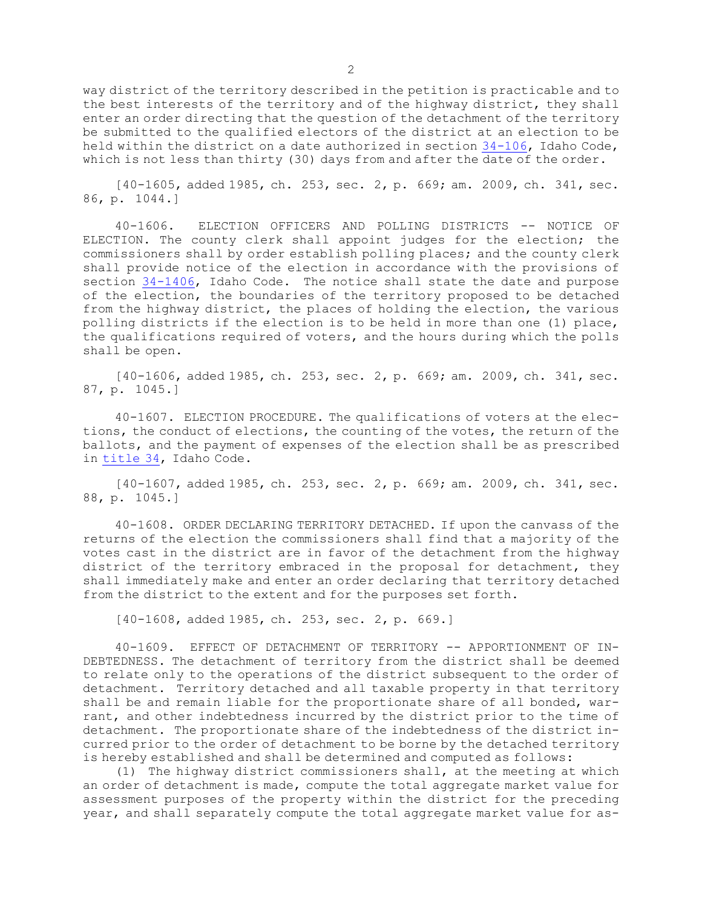way district of the territory described in the petition is practicable and to the best interests of the territory and of the highway district, they shall enter an order directing that the question of the detachment of the territory be submitted to the qualified electors of the district at an election to be held within the district on a date authorized in section 34-106, Idaho Code, which is not less than thirty (30) days from and after the date of the order.

[40-1605, added 1985, ch. 253, sec. 2, p. 669; am. 2009, ch. 341, sec. 86, p. 1044.]

40-1606. ELECTION OFFICERS AND POLLING DISTRICTS -- NOTICE OF ELECTION. The county clerk shall appoint judges for the election; the commissioners shall by order establish polling places; and the county clerk shall provide notice of the election in accordance with the provisions of section 34-1406, Idaho Code. The notice shall state the date and purpose of the election, the boundaries of the territory proposed to be detached from the highway district, the places of holding the election, the various polling districts if the election is to be held in more than one (1) place, the qualifications required of voters, and the hours during which the polls shall be open.

[40-1606, added 1985, ch. 253, sec. 2, p. 669; am. 2009, ch. 341, sec. 87, p. 1045.]

40-1607. ELECTION PROCEDURE. The qualifications of voters at the elections, the conduct of elections, the counting of the votes, the return of the ballots, and the payment of expenses of the election shall be as prescribed in title 34, Idaho Code.

[40-1607, added 1985, ch. 253, sec. 2, p. 669; am. 2009, ch. 341, sec. 88, p. 1045.]

40-1608. ORDER DECLARING TERRITORY DETACHED. If upon the canvass of the returns of the election the commissioners shall find that a majority of the votes cast in the district are in favor of the detachment from the highway district of the territory embraced in the proposal for detachment, they shall immediately make and enter an order declaring that territory detached from the district to the extent and for the purposes set forth.

[40-1608, added 1985, ch. 253, sec. 2, p. 669.]

40-1609. EFFECT OF DETACHMENT OF TERRITORY -- APPORTIONMENT OF INDEBTEDNESS. The detachment of territory from the district shall be deemed to relate only to the operations of the district subsequent to the order of detachment. Territory detached and all taxable property in that territory shall be and remain liable for the proportionate share of all bonded, warrant, and other indebtedness incurred by the district prior to the time of detachment. The proportionate share of the indebtedness of the district incurred prior to the order of detachment to be borne by the detached territory is hereby established and shall be determined and computed as follows:

(1) The highway district commissioners shall, at the meeting at which an order of detachment is made, compute the total aggregate market value for assessment purposes of the property within the district for the preceding year, and shall separately compute the total aggregate market value for as-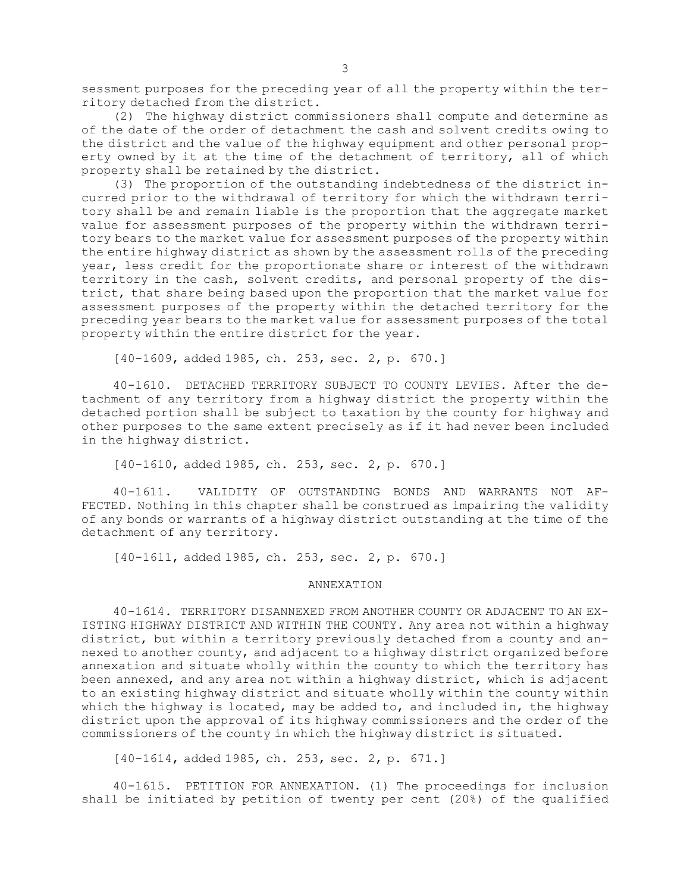sessment purposes for the preceding year of all the property within the territory detached from the district.

(2) The highway district commissioners shall compute and determine as of the date of the order of detachment the cash and solvent credits owing to the district and the value of the highway equipment and other personal property owned by it at the time of the detachment of territory, all of which property shall be retained by the district.

(3) The proportion of the outstanding indebtedness of the district incurred prior to the withdrawal of territory for which the withdrawn territory shall be and remain liable is the proportion that the aggregate market value for assessment purposes of the property within the withdrawn territory bears to the market value for assessment purposes of the property within the entire highway district as shown by the assessment rolls of the preceding year, less credit for the proportionate share or interest of the withdrawn territory in the cash, solvent credits, and personal property of the district, that share being based upon the proportion that the market value for assessment purposes of the property within the detached territory for the preceding year bears to the market value for assessment purposes of the total property within the entire district for the year.

[40-1609, added 1985, ch. 253, sec. 2, p. 670.]

40-1610. DETACHED TERRITORY SUBJECT TO COUNTY LEVIES. After the detachment of any territory from a highway district the property within the detached portion shall be subject to taxation by the county for highway and other purposes to the same extent precisely as if it had never been included in the highway district.

[40-1610, added 1985, ch. 253, sec. 2, p. 670.]

40-1611. VALIDITY OF OUTSTANDING BONDS AND WARRANTS NOT AFFECTED. Nothing in this chapter shall be construed as impairing the validity of any bonds or warrants of a highway district outstanding at the time of the detachment of any territory.

[40-1611, added 1985, ch. 253, sec. 2, p. 670.]

## ANNEXATION

40-1614. TERRITORY DISANNEXED FROM ANOTHER COUNTY OR ADJACENT TO AN EXISTING HIGHWAY DISTRICT AND WITHIN THE COUNTY. Any area not within a highway district, but within a territory previously detached from a county and annexed to another county, and adjacent to a highway district organized before annexation and situate wholly within the county to which the territory has been annexed, and any area not within a highway district, which is adjacent to an existing highway district and situate wholly within the county within which the highway is located, may be added to, and included in, the highway district upon the approval of its highway commissioners and the order of the commissioners of the county in which the highway district is situated.

[40-1614, added 1985, ch. 253, sec. 2, p. 671.]

40-1615. PETITION FOR ANNEXATION. (1) The proceedings for inclusion shall be initiated by petition of twenty per cent (20%) of the qualified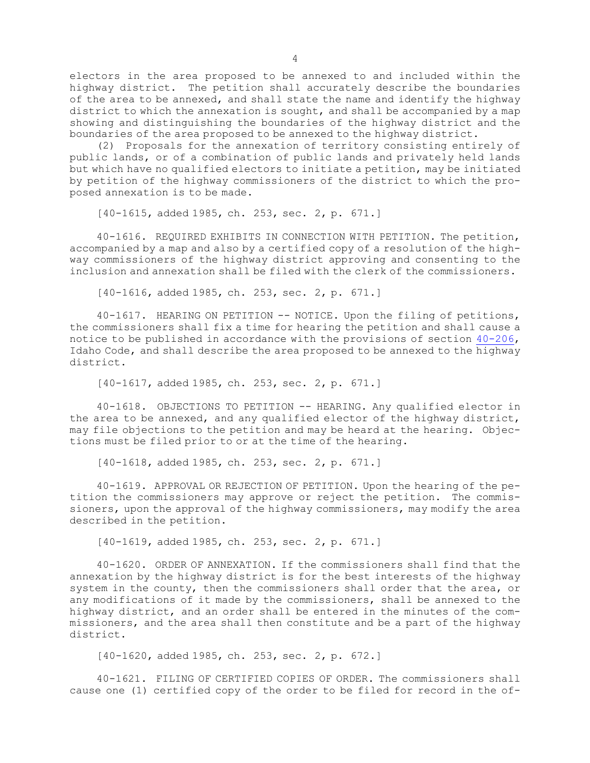electors in the area proposed to be annexed to and included within the highway district. The petition shall accurately describe the boundaries of the area to be annexed, and shall state the name and identify the highway district to which the annexation is sought, and shall be accompanied by a map showing and distinguishing the boundaries of the highway district and the boundaries of the area proposed to be annexed to the highway district.

(2) Proposals for the annexation of territory consisting entirely of public lands, or of a combination of public lands and privately held lands but which have no qualified electors to initiate a petition, may be initiated by petition of the highway commissioners of the district to which the proposed annexation is to be made.

[40-1615, added 1985, ch. 253, sec. 2, p. 671.]

40-1616. REQUIRED EXHIBITS IN CONNECTION WITH PETITION. The petition, accompanied by a map and also by a certified copy of a resolution of the highway commissioners of the highway district approving and consenting to the inclusion and annexation shall be filed with the clerk of the commissioners.

[40-1616, added 1985, ch. 253, sec. 2, p. 671.]

40-1617. HEARING ON PETITION -- NOTICE. Upon the filing of petitions, the commissioners shall fix a time for hearing the petition and shall cause a notice to be published in accordance with the provisions of section 40-206, Idaho Code, and shall describe the area proposed to be annexed to the highway district.

[40-1617, added 1985, ch. 253, sec. 2, p. 671.]

40-1618. OBJECTIONS TO PETITION -- HEARING. Any qualified elector in the area to be annexed, and any qualified elector of the highway district, may file objections to the petition and may be heard at the hearing. Objections must be filed prior to or at the time of the hearing.

[40-1618, added 1985, ch. 253, sec. 2, p. 671.]

40-1619. APPROVAL OR REJECTION OF PETITION. Upon the hearing of the petition the commissioners may approve or reject the petition. The commissioners, upon the approval of the highway commissioners, may modify the area described in the petition.

[40-1619, added 1985, ch. 253, sec. 2, p. 671.]

40-1620. ORDER OF ANNEXATION. If the commissioners shall find that the annexation by the highway district is for the best interests of the highway system in the county, then the commissioners shall order that the area, or any modifications of it made by the commissioners, shall be annexed to the highway district, and an order shall be entered in the minutes of the commissioners, and the area shall then constitute and be a part of the highway district.

[40-1620, added 1985, ch. 253, sec. 2, p. 672.]

40-1621. FILING OF CERTIFIED COPIES OF ORDER. The commissioners shall cause one (1) certified copy of the order to be filed for record in the of-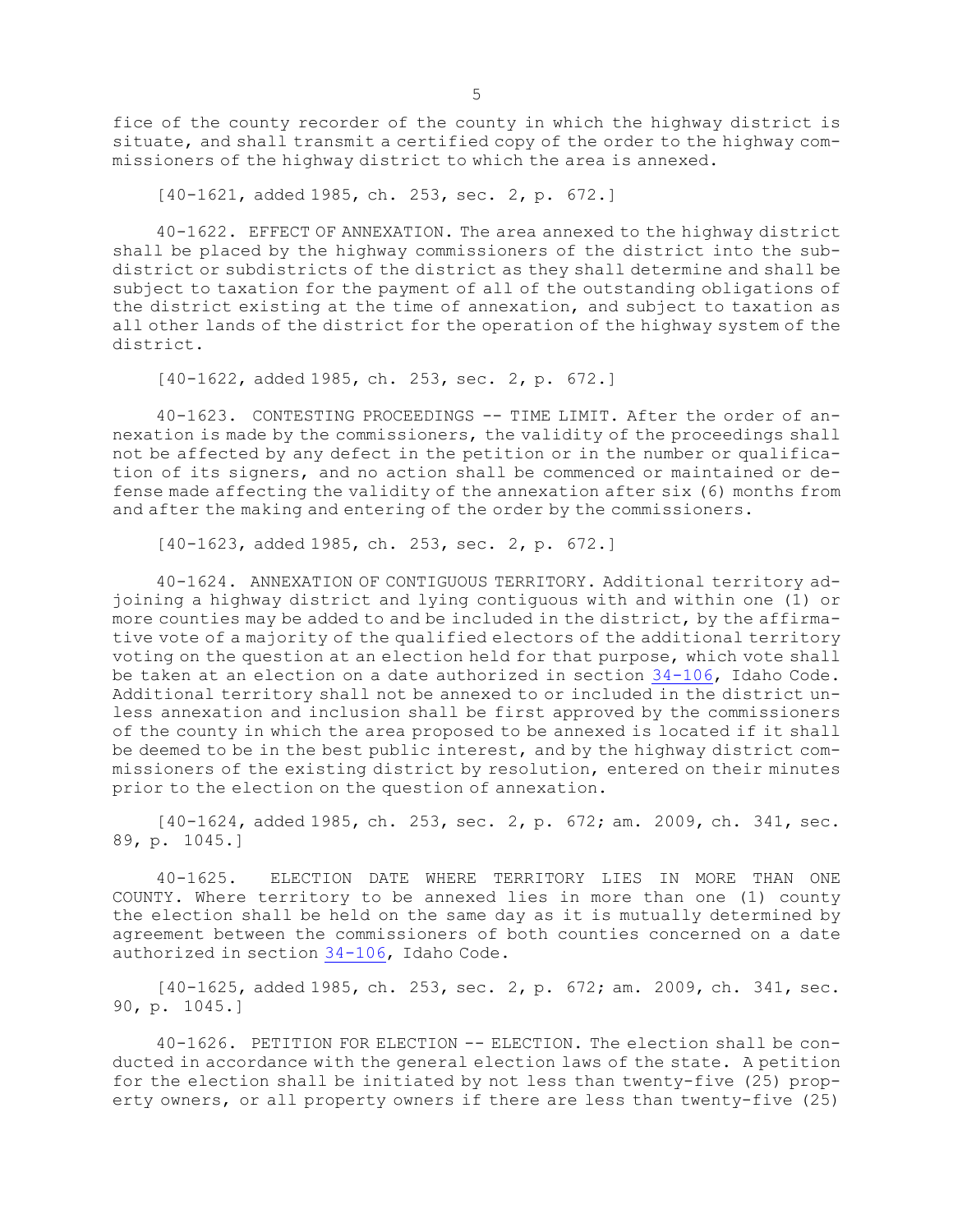fice of the county recorder of the county in which the highway district is situate, and shall transmit a certified copy of the order to the highway commissioners of the highway district to which the area is annexed.

[40-1621, added 1985, ch. 253, sec. 2, p. 672.]

40-1622. EFFECT OF ANNEXATION. The area annexed to the highway district shall be placed by the highway commissioners of the district into the subdistrict or subdistricts of the district as they shall determine and shall be subject to taxation for the payment of all of the outstanding obligations of the district existing at the time of annexation, and subject to taxation as all other lands of the district for the operation of the highway system of the district.

[40-1622, added 1985, ch. 253, sec. 2, p. 672.]

40-1623. CONTESTING PROCEEDINGS -- TIME LIMIT. After the order of annexation is made by the commissioners, the validity of the proceedings shall not be affected by any defect in the petition or in the number or qualification of its signers, and no action shall be commenced or maintained or defense made affecting the validity of the annexation after six (6) months from and after the making and entering of the order by the commissioners.

[40-1623, added 1985, ch. 253, sec. 2, p. 672.]

40-1624. ANNEXATION OF CONTIGUOUS TERRITORY. Additional territory adjoining a highway district and lying contiguous with and within one (1) or more counties may be added to and be included in the district, by the affirmative vote of a majority of the qualified electors of the additional territory voting on the question at an election held for that purpose, which vote shall be taken at an election on a date authorized in section 34-106, Idaho Code. Additional territory shall not be annexed to or included in the district unless annexation and inclusion shall be first approved by the commissioners of the county in which the area proposed to be annexed is located if it shall be deemed to be in the best public interest, and by the highway district commissioners of the existing district by resolution, entered on their minutes prior to the election on the question of annexation.

[40-1624, added 1985, ch. 253, sec. 2, p. 672; am. 2009, ch. 341, sec. 89, p. 1045.]

40-1625. ELECTION DATE WHERE TERRITORY LIES IN MORE THAN ONE COUNTY. Where territory to be annexed lies in more than one (1) county the election shall be held on the same day as it is mutually determined by agreement between the commissioners of both counties concerned on a date authorized in section 34-106, Idaho Code.

[40-1625, added 1985, ch. 253, sec. 2, p. 672; am. 2009, ch. 341, sec. 90, p. 1045.]

40-1626. PETITION FOR ELECTION -- ELECTION. The election shall be conducted in accordance with the general election laws of the state. A petition for the election shall be initiated by not less than twenty-five (25) property owners, or all property owners if there are less than twenty-five (25)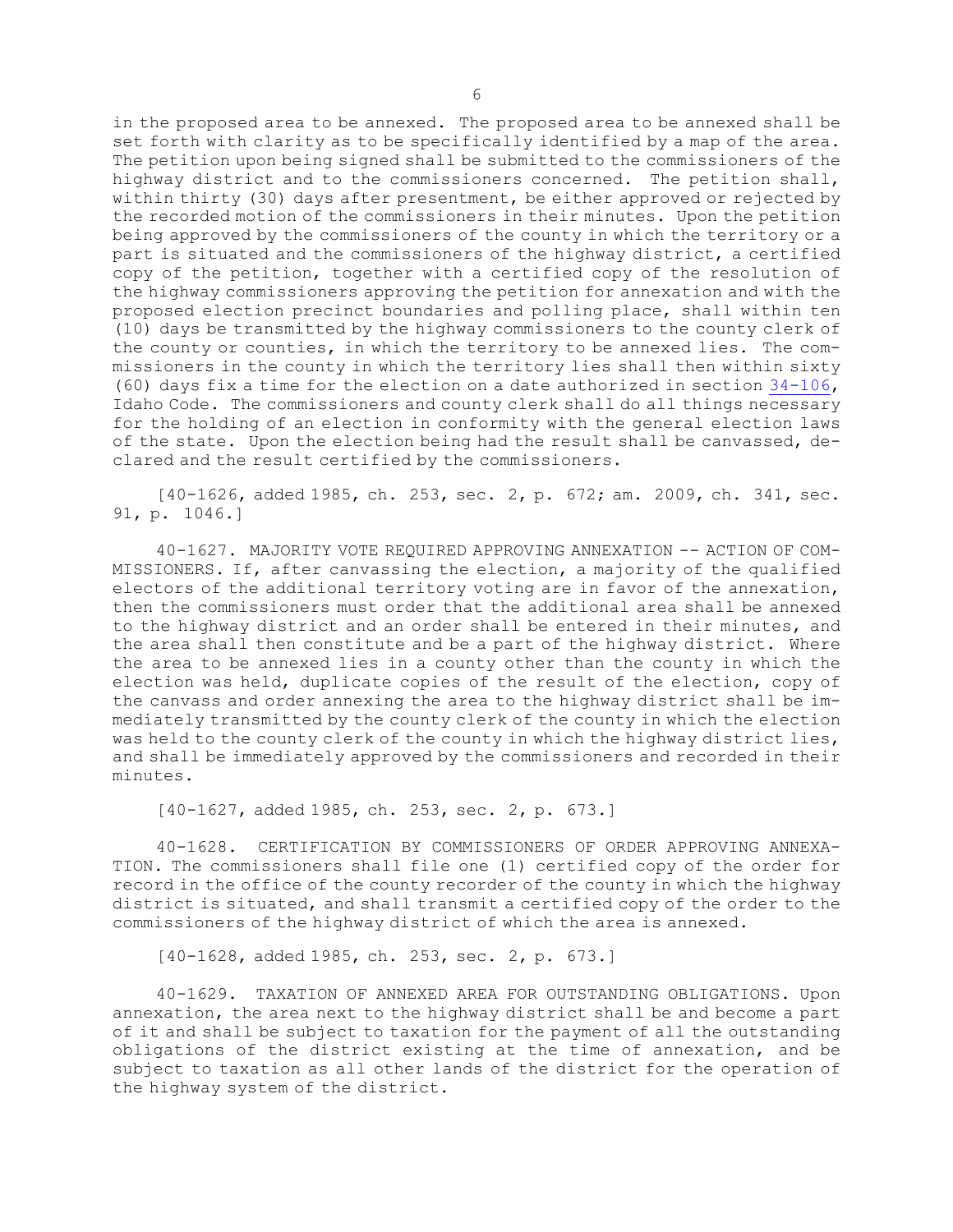in the proposed area to be annexed. The proposed area to be annexed shall be set forth with clarity as to be specifically identified by a map of the area. The petition upon being signed shall be submitted to the commissioners of the highway district and to the commissioners concerned. The petition shall, within thirty (30) days after presentment, be either approved or rejected by the recorded motion of the commissioners in their minutes. Upon the petition being approved by the commissioners of the county in which the territory or a part is situated and the commissioners of the highway district, a certified copy of the petition, together with a certified copy of the resolution of the highway commissioners approving the petition for annexation and with the proposed election precinct boundaries and polling place, shall within ten (10) days be transmitted by the highway commissioners to the county clerk of the county or counties, in which the territory to be annexed lies. The commissioners in the county in which the territory lies shall then within sixty (60) days fix a time for the election on a date authorized in section 34-106, Idaho Code. The commissioners and county clerk shall do all things necessary for the holding of an election in conformity with the general election laws of the state. Upon the election being had the result shall be canvassed, declared and the result certified by the commissioners.

[40-1626, added 1985, ch. 253, sec. 2, p. 672; am. 2009, ch. 341, sec. 91, p. 1046.]

40-1627. MAJORITY VOTE REQUIRED APPROVING ANNEXATION -- ACTION OF COMMISSIONERS. If, after canvassing the election, a majority of the qualified electors of the additional territory voting are in favor of the annexation, then the commissioners must order that the additional area shall be annexed to the highway district and an order shall be entered in their minutes, and the area shall then constitute and be a part of the highway district. Where the area to be annexed lies in a county other than the county in which the election was held, duplicate copies of the result of the election, copy of the canvass and order annexing the area to the highway district shall be immediately transmitted by the county clerk of the county in which the election was held to the county clerk of the county in which the highway district lies, and shall be immediately approved by the commissioners and recorded in their minutes.

[40-1627, added 1985, ch. 253, sec. 2, p. 673.]

40-1628. CERTIFICATION BY COMMISSIONERS OF ORDER APPROVING ANNEXATION. The commissioners shall file one (1) certified copy of the order for record in the office of the county recorder of the county in which the highway district is situated, and shall transmit a certified copy of the order to the commissioners of the highway district of which the area is annexed.

[40-1628, added 1985, ch. 253, sec. 2, p. 673.]

40-1629. TAXATION OF ANNEXED AREA FOR OUTSTANDING OBLIGATIONS. Upon annexation, the area next to the highway district shall be and become a part of it and shall be subject to taxation for the payment of all the outstanding obligations of the district existing at the time of annexation, and be subject to taxation as all other lands of the district for the operation of the highway system of the district.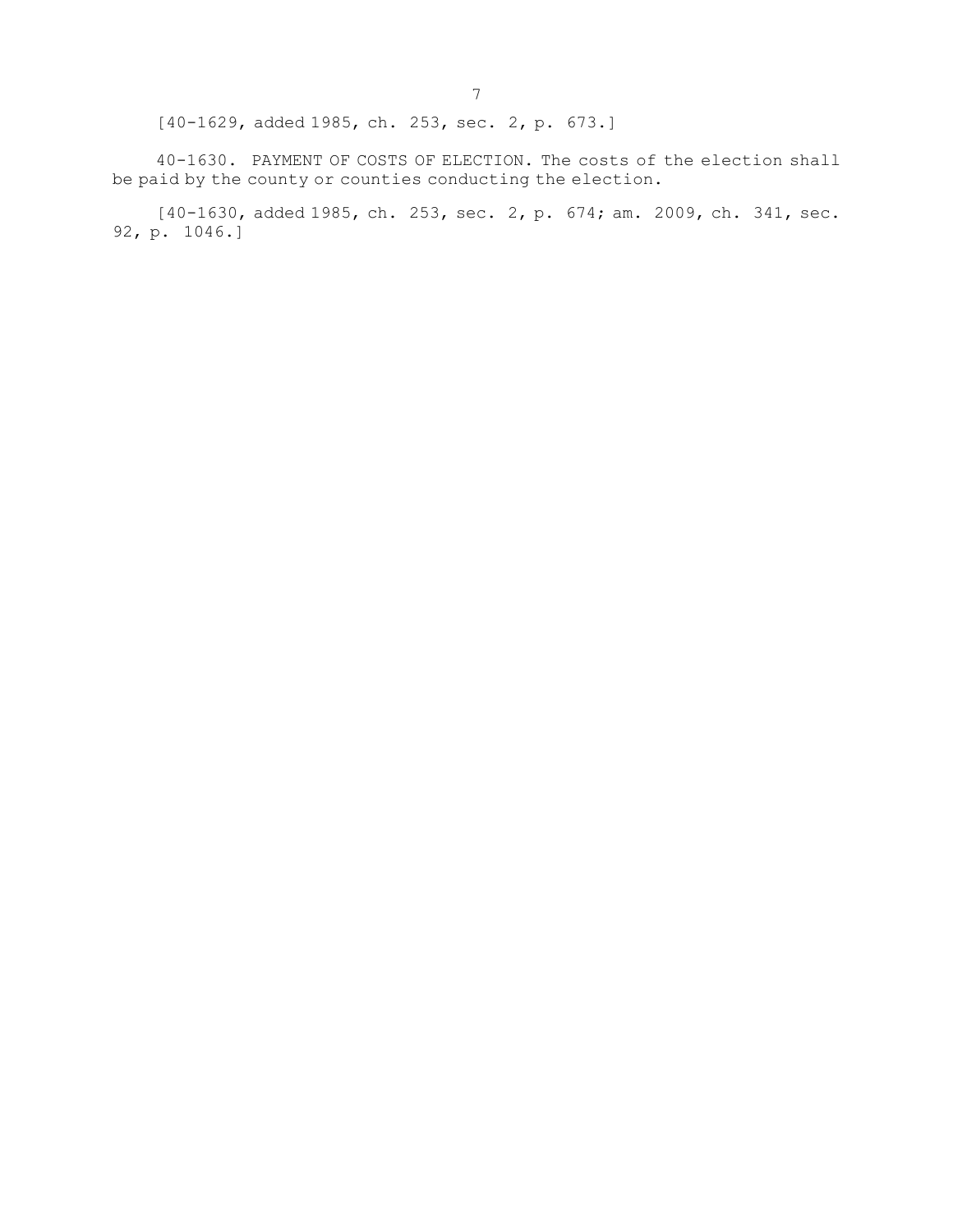[40-1629, added 1985, ch. 253, sec. 2, p. 673.]

40-1630. PAYMENT OF COSTS OF ELECTION. The costs of the election shall be paid by the county or counties conducting the election.

[40-1630, added 1985, ch. 253, sec. 2, p. 674; am. 2009, ch. 341, sec. 92, p. 1046.]